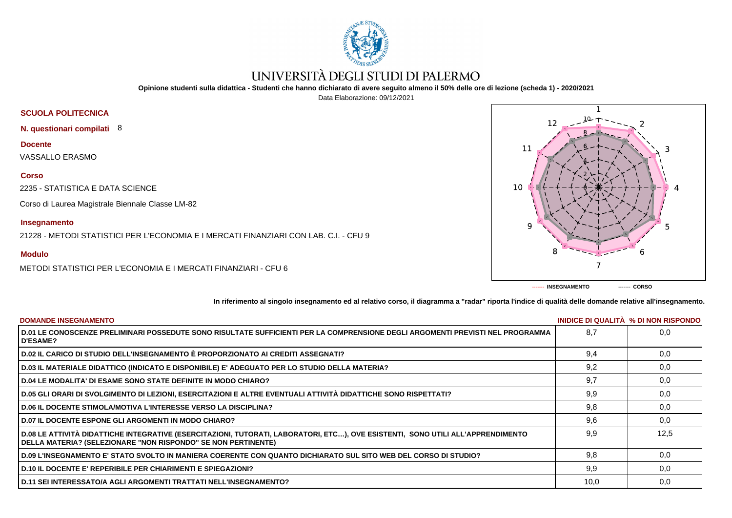# UNIVERSITÀ DEGLI STUDI DI PALERMO

**Opinione studenti sulla didattica - Studenti che hanno dichiarato di avere seguito almeno il 50% delle ore di lezione (scheda 1) - 2020/2021**

Data Elaborazione: 09/12/2021

**SCUOLA POLITECNICA**

**N. questionari compilati** 8

**Docente**

VASSALLO ERASMO

**Corso**

2235 - STATISTICA E DATA SCIENCE

Corso di Laurea Magistrale Biennale Classe LM-82

**Insegnamento**

21228 - METODI STATISTICI PER L'ECONOMIA E I MERCATI FINANZIARI CON LAB. C.I. - CFU 9

**Modulo**

METODI STATISTICI PER L'ECONOMIA E I MERCATI FINANZIARI - CFU 6

------- INSEGNAMENTO ------- CORSO

**In riferimento al singolo insegnamento ed al relativo corso, il diagramma a "radar" riporta l'indice di qualità delle domande relative all'insegnamento.**

| DOMANDE INSEGNAMENTO | INIDICE DI QUALITÀ | % DI NON RISPONDO |
|---|---|---|
| D.01 LE CONOSCENZE PRELIMINARI POSSEDUTE SONO RISULTATE SUFFICIENTI PER LA COMPRENSIONE DEGLI ARGOMENTI PREVISTI NEL PROGRAMMA D'ESAME? | 8,7 | 0,0 |
| D.02 IL CARICO DI STUDIO DELL'INSEGNAMENTO È PROPORZIONATO AI CREDITI ASSEGNATI? | 9,4 | 0,0 |
| D.03 IL MATERIALE DIDATTICO (INDICATO E DISPONIBILE) E' ADEGUATO PER LO STUDIO DELLA MATERIA? | 9,2 | 0,0 |
| D.04 LE MODALITA' DI ESAME SONO STATE DEFINITE IN MODO CHIARO? | 9,7 | 0,0 |
| D.05 GLI ORARI DI SVOLGIMENTO DI LEZIONI, ESERCITAZIONI E ALTRE EVENTUALI ATTIVITÀ DIDATTICHE SONO RISPETTATI? | 9,9 | 0,0 |
| D.06 IL DOCENTE STIMOLA/MOTIVA L'INTERESSE VERSO LA DISCIPLINA? | 9,8 | 0,0 |
| D.07 IL DOCENTE ESPONE GLI ARGOMENTI IN MODO CHIARO? | 9,6 | 0,0 |
| D.08 LE ATTIVITÀ DIDATTICHE INTEGRATIVE (ESERCITAZIONI, TUTORATI, LABORATORI, ETC…), OVE ESISTENTI, SONO UTILI ALL'APPRENDIMENTO DELLA MATERIA? (SELEZIONARE "NON RISPONDO" SE NON PERTINENTE) | 9,9 | 12,5 |
| D.09 L'INSEGNAMENTO E' STATO SVOLTO IN MANIERA COERENTE CON QUANTO DICHIARATO SUL SITO WEB DEL CORSO DI STUDIO? | 9,8 | 0,0 |
| D.10 IL DOCENTE E' REPERIBILE PER CHIARIMENTI E SPIEGAZIONI? | 9,9 | 0,0 |
| D.11 SEI INTERESSATO/A AGLI ARGOMENTI TRATTATI NELL'INSEGNAMENTO? | 10,0 | 0,0 |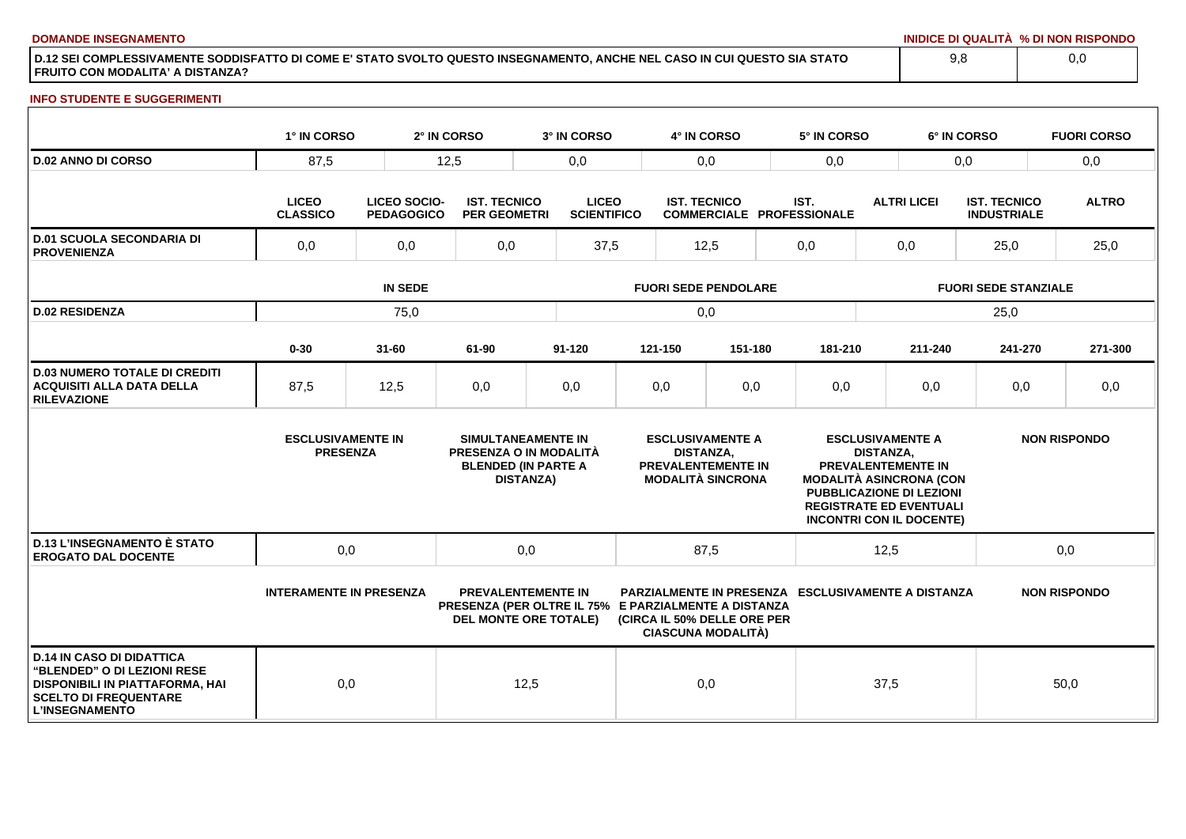**DOMANDE INSEGNAMENTO**

| | INIDICE DI QUALITÀ | % DI NON RISPONDO |
|---|---|---|
| D.12 SEI COMPLESSIVAMENTE SODDISFATTO DI COME E' STATO SVOLTO QUESTO INSEGNAMENTO, ANCHE NEL CASO IN CUI QUESTO SIA STATO FRUITO CON MODALITA' A DISTANZA? | 9,8 | 0,0 |

**INFO STUDENTE E SUGGERIMENTI**

| | 1° IN CORSO | 2° IN CORSO | 3° IN CORSO | 4° IN CORSO | 5° IN CORSO | 6° IN CORSO | FUORI CORSO |
|---|---|---|---|---|---|---|---|
| D.02 ANNO DI CORSO | 87,5 | 12,5 | 0,0 | 0,0 | 0,0 | 0,0 | 0,0 |

| | LICEO CLASSICO | LICEO SOCIO-PEDAGOGICO | IST. TECNICO PER GEOMETRI | LICEO SCIENTIFICO | IST. TECNICO COMMERCIALE | IST. PROFESSIONALE | ALTRI LICEI | IST. TECNICO INDUSTRIALE | ALTRO |
|---|---|---|---|---|---|---|---|---|---|
| D.01 SCUOLA SECONDARIA DI PROVENIENZA | 0,0 | 0,0 | 0,0 | 37,5 | 12,5 | 0,0 | 0,0 | 25,0 | 25,0 |

| | IN SEDE | FUORI SEDE PENDOLARE | FUORI SEDE STANZIALE |
|---|---|---|---|
| D.02 RESIDENZA | 75,0 | 0,0 | 25,0 |

| | 0-30 | 31-60 | 61-90 | 91-120 | 121-150 | 151-180 | 181-210 | 211-240 | 241-270 | 271-300 |
|---|---|---|---|---|---|---|---|---|---|---|
| D.03 NUMERO TOTALE DI CREDITI ACQUISITI ALLA DATA DELLA RILEVAZIONE | 87,5 | 12,5 | 0,0 | 0,0 | 0,0 | 0,0 | 0,0 | 0,0 | 0,0 | 0,0 |

| | ESCLUSIVAMENTE IN PRESENZA | SIMULTANEAMENTE IN PRESENZA O IN MODALITÀ BLENDED (IN PARTE A DISTANZA) | ESCLUSIVAMENTE A DISTANZA, PREVALENTEMENTE IN MODALITÀ SINCRONA | ESCLUSIVAMENTE A DISTANZA, PREVALENTEMENTE IN MODALITÀ ASINCRONA (CON PUBBLICAZIONE DI LEZIONI REGISTRATE ED EVENTUALI INCONTRI CON IL DOCENTE) | NON RISPONDO |
|---|---|---|---|---|---|
| D.13 L'INSEGNAMENTO È STATO EROGATO DAL DOCENTE | 0,0 | 0,0 | 87,5 | 12,5 | 0,0 |

| | INTERAMENTE IN PRESENZA | PREVALENTEMENTE IN PRESENZA (PER OLTRE IL 75% DEL MONTE ORE TOTALE) | PARZIALMENTE IN PRESENZA E PARZIALMENTE A DISTANZA (CIRCA IL 50% DELLE ORE PER CIASCUNA MODALITÀ) | ESCLUSIVAMENTE A DISTANZA | NON RISPONDO |
|---|---|---|---|---|---|
| D.14 IN CASO DI DIDATTICA "BLENDED" O DI LEZIONI RESE DISPONIBILI IN PIATTAFORMA, HAI SCELTO DI FREQUENTARE L'INSEGNAMENTO | 0,0 | 12,5 | 0,0 | 37,5 | 50,0 |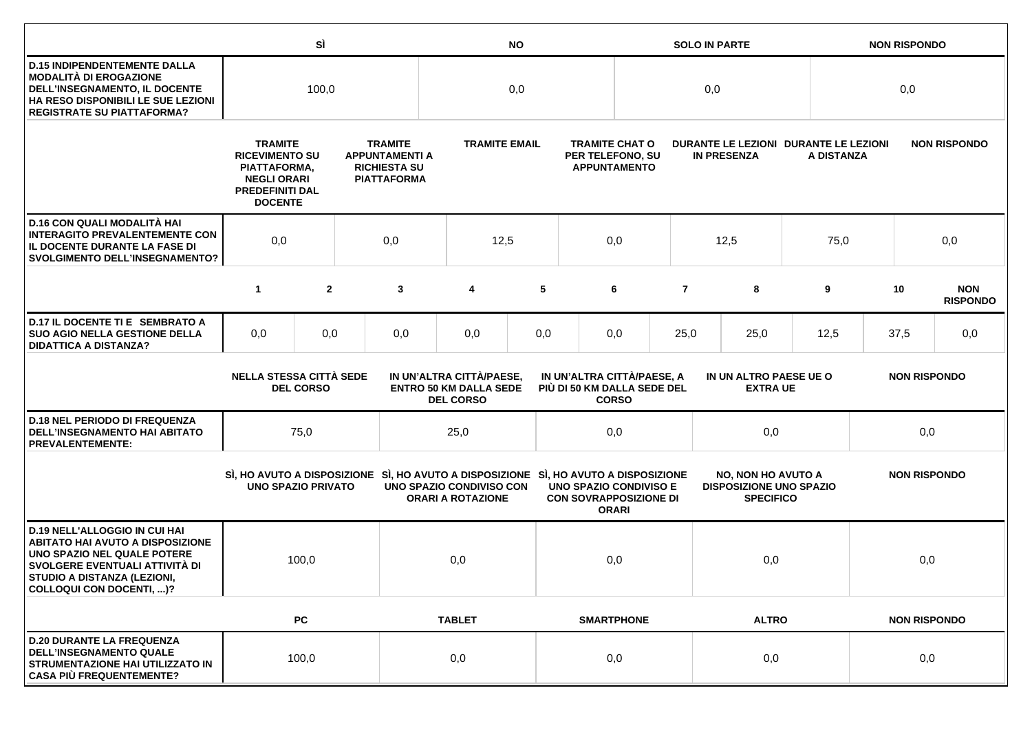| | SÌ | NO | SOLO IN PARTE | NON RISPONDO |
|---|---|---|---|---|
| **D.15 INDIPENDENTEMENTE DALLA MODALITÀ DI EROGAZIONE DELL'INSEGNAMENTO, IL DOCENTE HA RESO DISPONIBILI LE SUE LEZIONI REGISTRATE SU PIATTAFORMA?** | 100,0 | 0,0 | 0,0 | 0,0 |

| | TRAMITE RICEVIMENTO SU PIATTAFORMA, NEGLI ORARI PREDEFINITI DAL DOCENTE | TRAMITE APPUNTAMENTI A RICHIESTA SU PIATTAFORMA | TRAMITE EMAIL | TRAMITE CHAT O PER TELEFONO, SU APPUNTAMENTO | DURANTE LE LEZIONI IN PRESENZA | DURANTE LE LEZIONI A DISTANZA | NON RISPONDO |
|---|---|---|---|---|---|---|---|
| **D.16 CON QUALI MODALITÀ HAI INTERAGITO PREVALENTEMENTE CON IL DOCENTE DURANTE LA FASE DI SVOLGIMENTO DELL'INSEGNAMENTO?** | 0,0 | 0,0 | 12,5 | 0,0 | 12,5 | 75,0 | 0,0 |

| | 1 | 2 | 3 | 4 | 5 | 6 | 7 | 8 | 9 | 10 | NON RISPONDO |
|---|---|---|---|---|---|---|---|---|---|---|---|
| **D.17 IL DOCENTE TI E SEMBRATO A SUO AGIO NELLA GESTIONE DELLA DIDATTICA A DISTANZA?** | 0,0 | 0,0 | 0,0 | 0,0 | 0,0 | 0,0 | 25,0 | 25,0 | 12,5 | 37,5 | 0,0 |

| | NELLA STESSA CITTÀ SEDE DEL CORSO | IN UN'ALTRA CITTÀ/PAESE, ENTRO 50 KM DALLA SEDE DEL CORSO | IN UN'ALTRA CITTÀ/PAESE, A PIÙ DI 50 KM DALLA SEDE DEL CORSO | IN UN ALTRO PAESE UE O EXTRA UE | NON RISPONDO |
|---|---|---|---|---|---|
| **D.18 NEL PERIODO DI FREQUENZA DELL'INSEGNAMENTO HAI ABITATO PREVALENTEMENTE:** | 75,0 | 25,0 | 0,0 | 0,0 | 0,0 |

| | SÌ, HO AVUTO A DISPOSIZIONE UNO SPAZIO PRIVATO | SÌ, HO AVUTO A DISPOSIZIONE UNO SPAZIO CONDIVISO CON ORARI A ROTAZIONE | SÌ, HO AVUTO A DISPOSIZIONE UNO SPAZIO CONDIVISO E CON SOVRAPPOSIZIONE DI ORARI | NO, NON HO AVUTO A DISPOSIZIONE UNO SPAZIO SPECIFICO | NON RISPONDO |
|---|---|---|---|---|---|
| **D.19 NELL'ALLOGGIO IN CUI HAI ABITATO HAI AVUTO A DISPOSIZIONE UNO SPAZIO NEL QUALE POTERE SVOLGERE EVENTUALI ATTIVITÀ DI STUDIO A DISTANZA (LEZIONI, COLLOQUI CON DOCENTI, ...)?** | 100,0 | 0,0 | 0,0 | 0,0 | 0,0 |

| | PC | TABLET | SMARTPHONE | ALTRO | NON RISPONDO |
|---|---|---|---|---|---|
| **D.20 DURANTE LA FREQUENZA DELL'INSEGNAMENTO QUALE STRUMENTAZIONE HAI UTILIZZATO IN CASA PIÙ FREQUENTEMENTE?** | 100,0 | 0,0 | 0,0 | 0,0 | 0,0 |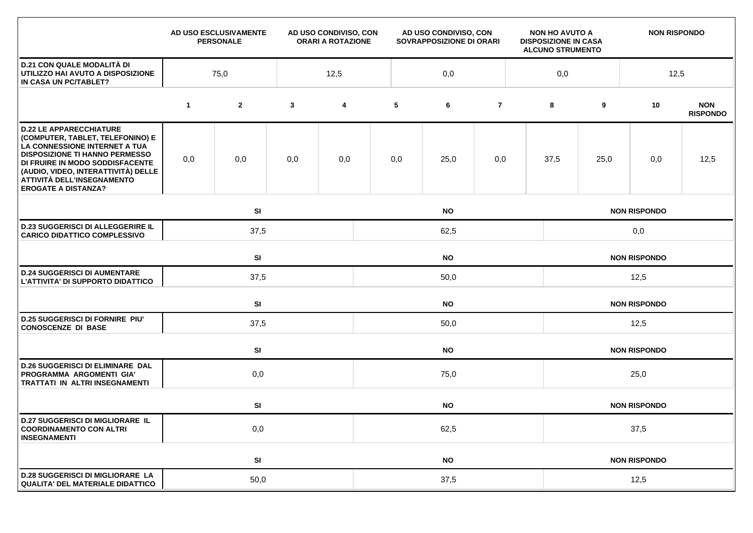| | AD USO ESCLUSIVAMENTE PERSONALE | AD USO CONDIVISO, CON ORARI A ROTAZIONE | AD USO CONDIVISO, CON SOVRAPPOSIZIONE DI ORARI | NON HO AVUTO A DISPOSIZIONE IN CASA ALCUNO STRUMENTO | NON RISPONDO |
|---|---|---|---|---|---|
| **D.21 CON QUALE MODALITÀ DI UTILIZZO HAI AVUTO A DISPOSIZIONE IN CASA UN PC/TABLET?** | 75,0 | 12,5 | 0,0 | 0,0 | 12,5 |

| | 1 | 2 | 3 | 4 | 5 | 6 | 7 | 8 | 9 | 10 | NON RISPONDO |
|---|---|---|---|---|---|---|---|---|---|---|---|
| **D.22 LE APPARECCHIATURE (COMPUTER, TABLET, TELEFONINO) E LA CONNESSIONE INTERNET A TUA DISPOSIZIONE TI HANNO PERMESSO DI FRUIRE IN MODO SODDISFACENTE (AUDIO, VIDEO, INTERATTIVITÀ) DELLE ATTIVITÀ DELL'INSEGNAMENTO EROGATE A DISTANZA?** | 0,0 | 0,0 | 0,0 | 0,0 | 0,0 | 25,0 | 0,0 | 37,5 | 25,0 | 0,0 | 12,5 |

| | SI | NO | NON RISPONDO |
|---|---|---|---|
| **D.23 SUGGERISCI DI ALLEGGERIRE IL CARICO DIDATTICO COMPLESSIVO** | 37,5 | 62,5 | 0,0 |

| | SI | NO | NON RISPONDO |
|---|---|---|---|
| **D.24 SUGGERISCI DI AUMENTARE L'ATTIVITA' DI SUPPORTO DIDATTICO** | 37,5 | 50,0 | 12,5 |

| | SI | NO | NON RISPONDO |
|---|---|---|---|
| **D.25 SUGGERISCI DI FORNIRE PIU' CONOSCENZE DI BASE** | 37,5 | 50,0 | 12,5 |

| | SI | NO | NON RISPONDO |
|---|---|---|---|
| **D.26 SUGGERISCI DI ELIMINARE DAL PROGRAMMA ARGOMENTI GIA' TRATTATI IN ALTRI INSEGNAMENTI** | 0,0 | 75,0 | 25,0 |

| | SI | NO | NON RISPONDO |
|---|---|---|---|
| **D.27 SUGGERISCI DI MIGLIORARE IL COORDINAMENTO CON ALTRI INSEGNAMENTI** | 0,0 | 62,5 | 37,5 |

| | SI | NO | NON RISPONDO |
|---|---|---|---|
| **D.28 SUGGERISCI DI MIGLIORARE LA QUALITA' DEL MATERIALE DIDATTICO** | 50,0 | 37,5 | 12,5 |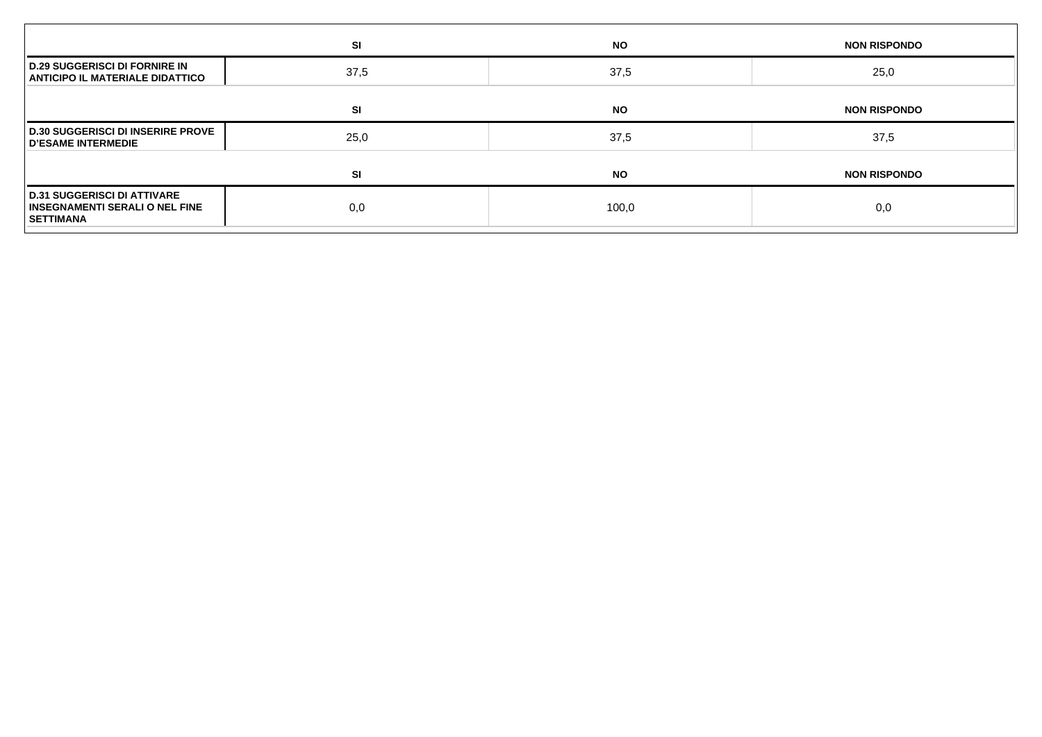| | SI | NO | NON RISPONDO |
|---|---|---|---|
| **D.29 SUGGERISCI DI FORNIRE IN ANTICIPO IL MATERIALE DIDATTICO** | 37,5 | 37,5 | 25,0 |

| | SI | NO | NON RISPONDO |
|---|---|---|---|
| **D.30 SUGGERISCI DI INSERIRE PROVE D'ESAME INTERMEDIE** | 25,0 | 37,5 | 37,5 |

| | SI | NO | NON RISPONDO |
|---|---|---|---|
| **D.31 SUGGERISCI DI ATTIVARE INSEGNAMENTI SERALI O NEL FINE SETTIMANA** | 0,0 | 100,0 | 0,0 |